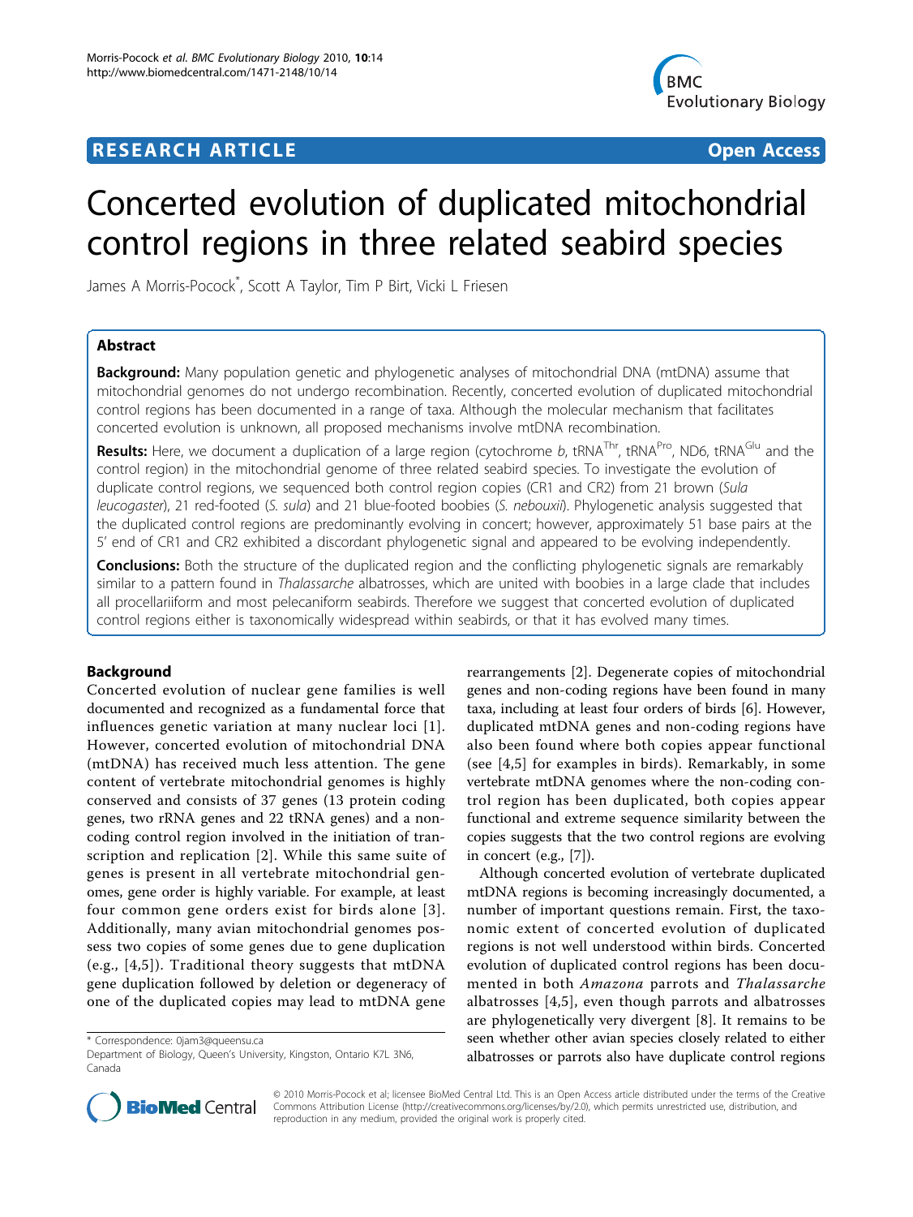# RESEARCH ARTICLE

**Open Access**

# Concerted evolution of duplicated mitochondrial control regions in three related seabird species

James A Morris-Pocock*, Scott A Taylor, Tim P Birt, Vicki L Friesen

## Abstract

**Background:** Many population genetic and phylogenetic analyses of mitochondrial DNA (mtDNA) assume that mitochondrial genomes do not undergo recombination. Recently, concerted evolution of duplicated mitochondrial control regions has been documented in a range of taxa. Although the molecular mechanism that facilitates concerted evolution is unknown, all proposed mechanisms involve mtDNA recombination.

**Results:** Here, we document a duplication of a large region (cytochrome *b*, tRNA$^{Thr}$, tRNA$^{Pro}$, ND6, tRNA$^{Glu}$ and the control region) in the mitochondrial genome of three related seabird species. To investigate the evolution of duplicate control regions, we sequenced both control region copies (CR1 and CR2) from 21 brown (*Sula leucogaster*), 21 red-footed (*S. sula*) and 21 blue-footed boobies (*S. nebouxii*). Phylogenetic analysis suggested that the duplicated control regions are predominantly evolving in concert; however, approximately 51 base pairs at the 5' end of CR1 and CR2 exhibited a discordant phylogenetic signal and appeared to be evolving independently.

**Conclusions:** Both the structure of the duplicated region and the conflicting phylogenetic signals are remarkably similar to a pattern found in *Thalassarche* albatrosses, which are united with boobies in a large clade that includes all procellariiform and most pelecaniform seabirds. Therefore we suggest that concerted evolution of duplicated control regions either is taxonomically widespread within seabirds, or that it has evolved many times.

## Background

Concerted evolution of nuclear gene families is well documented and recognized as a fundamental force that influences genetic variation at many nuclear loci [1]. However, concerted evolution of mitochondrial DNA (mtDNA) has received much less attention. The gene content of vertebrate mitochondrial genomes is highly conserved and consists of 37 genes (13 protein coding genes, two rRNA genes and 22 tRNA genes) and a non-coding control region involved in the initiation of transcription and replication [2]. While this same suite of genes is present in all vertebrate mitochondrial genomes, gene order is highly variable. For example, at least four common gene orders exist for birds alone [3]. Additionally, many avian mitochondrial genomes possess two copies of some genes due to gene duplication (e.g., [4,5]). Traditional theory suggests that mtDNA gene duplication followed by deletion or degeneracy of one of the duplicated copies may lead to mtDNA gene rearrangements [2]. Degenerate copies of mitochondrial genes and non-coding regions have been found in many taxa, including at least four orders of birds [6]. However, duplicated mtDNA genes and non-coding regions have also been found where both copies appear functional (see [4,5] for examples in birds). Remarkably, in some vertebrate mtDNA genomes where the non-coding control region has been duplicated, both copies appear functional and extreme sequence similarity between the copies suggests that the two control regions are evolving in concert (e.g., [7]).

Although concerted evolution of vertebrate duplicated mtDNA regions is becoming increasingly documented, a number of important questions remain. First, the taxonomic extent of concerted evolution of duplicated regions is not well understood within birds. Concerted evolution of duplicated control regions has been documented in both *Amazona* parrots and *Thalassarche* albatrosses [4,5], even though parrots and albatrosses are phylogenetically very divergent [8]. It remains to be seen whether other avian species closely related to either albatrosses or parrots also have duplicate control regions

* Correspondence: 0jam3@queensu.ca
Department of Biology, Queen's University, Kingston, Ontario K7L 3N6, Canada

© 2010 Morris-Pocock et al; licensee BioMed Central Ltd. This is an Open Access article distributed under the terms of the Creative Commons Attribution License (http://creativecommons.org/licenses/by/2.0), which permits unrestricted use, distribution, and reproduction in any medium, provided the original work is properly cited.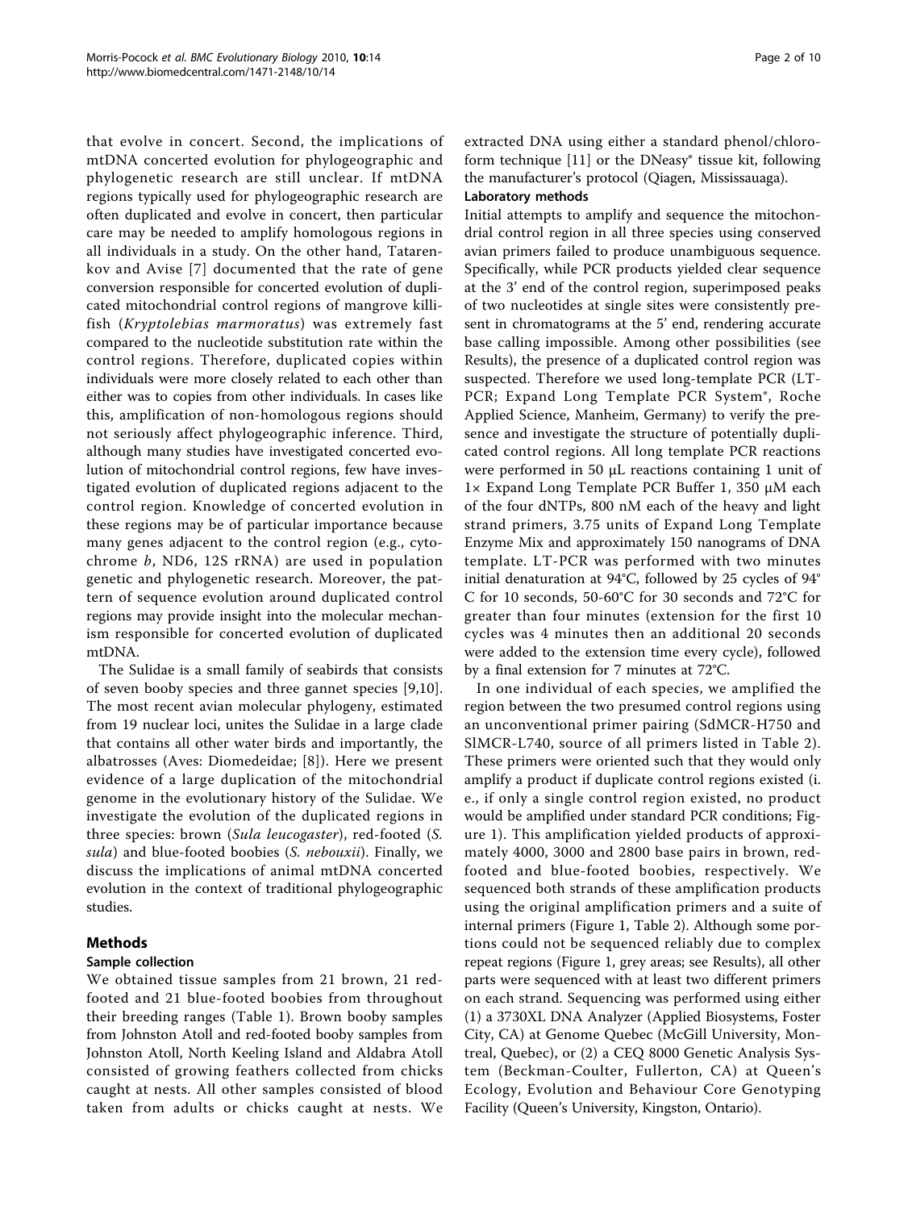that evolve in concert. Second, the implications of mtDNA concerted evolution for phylogeographic and phylogenetic research are still unclear. If mtDNA regions typically used for phylogeographic research are often duplicated and evolve in concert, then particular care may be needed to amplify homologous regions in all individuals in a study. On the other hand, Tatarenkov and Avise [7] documented that the rate of gene conversion responsible for concerted evolution of duplicated mitochondrial control regions of mangrove killifish (*Kryptolebias marmoratus*) was extremely fast compared to the nucleotide substitution rate within the control regions. Therefore, duplicated copies within individuals were more closely related to each other than either was to copies from other individuals. In cases like this, amplification of non-homologous regions should not seriously affect phylogeographic inference. Third, although many studies have investigated concerted evolution of mitochondrial control regions, few have investigated evolution of duplicated regions adjacent to the control region. Knowledge of concerted evolution in these regions may be of particular importance because many genes adjacent to the control region (e.g., cytochrome *b*, ND6, 12S rRNA) are used in population genetic and phylogenetic research. Moreover, the pattern of sequence evolution around duplicated control regions may provide insight into the molecular mechanism responsible for concerted evolution of duplicated mtDNA.

The Sulidae is a small family of seabirds that consists of seven booby species and three gannet species [9,10]. The most recent avian molecular phylogeny, estimated from 19 nuclear loci, unites the Sulidae in a large clade that contains all other water birds and importantly, the albatrosses (Aves: Diomedeidae; [8]). Here we present evidence of a large duplication of the mitochondrial genome in the evolutionary history of the Sulidae. We investigate the evolution of the duplicated regions in three species: brown (*Sula leucogaster*), red-footed (*S. sula*) and blue-footed boobies (*S. nebouxii*). Finally, we discuss the implications of animal mtDNA concerted evolution in the context of traditional phylogeographic studies.

## Methods

### Sample collection

We obtained tissue samples from 21 brown, 21 red-footed and 21 blue-footed boobies from throughout their breeding ranges (Table 1). Brown booby samples from Johnston Atoll and red-footed booby samples from Johnston Atoll, North Keeling Island and Aldabra Atoll consisted of growing feathers collected from chicks caught at nests. All other samples consisted of blood taken from adults or chicks caught at nests. We extracted DNA using either a standard phenol/chloroform technique [11] or the DNeasy® tissue kit, following the manufacturer's protocol (Qiagen, Mississauaga).

### Laboratory methods

Initial attempts to amplify and sequence the mitochondrial control region in all three species using conserved avian primers failed to produce unambiguous sequence. Specifically, while PCR products yielded clear sequence at the 3' end of the control region, superimposed peaks of two nucleotides at single sites were consistently present in chromatograms at the 5' end, rendering accurate base calling impossible. Among other possibilities (see Results), the presence of a duplicated control region was suspected. Therefore we used long-template PCR (LT-PCR; Expand Long Template PCR System®, Roche Applied Science, Manheim, Germany) to verify the presence and investigate the structure of potentially duplicated control regions. All long template PCR reactions were performed in 50 μL reactions containing 1 unit of 1× Expand Long Template PCR Buffer 1, 350 μM each of the four dNTPs, 800 nM each of the heavy and light strand primers, 3.75 units of Expand Long Template Enzyme Mix and approximately 150 nanograms of DNA template. LT-PCR was performed with two minutes initial denaturation at 94°C, followed by 25 cycles of 94°C for 10 seconds, 50-60°C for 30 seconds and 72°C for greater than four minutes (extension for the first 10 cycles was 4 minutes then an additional 20 seconds were added to the extension time every cycle), followed by a final extension for 7 minutes at 72°C.

In one individual of each species, we amplified the region between the two presumed control regions using an unconventional primer pairing (SdMCR-H750 and SlMCR-L740, source of all primers listed in Table 2). These primers were oriented such that they would only amplify a product if duplicate control regions existed (i.e., if only a single control region existed, no product would be amplified under standard PCR conditions; Figure 1). This amplification yielded products of approximately 4000, 3000 and 2800 base pairs in brown, red-footed and blue-footed boobies, respectively. We sequenced both strands of these amplification products using the original amplification primers and a suite of internal primers (Figure 1, Table 2). Although some portions could not be sequenced reliably due to complex repeat regions (Figure 1, grey areas; see Results), all other parts were sequenced with at least two different primers on each strand. Sequencing was performed using either (1) a 3730XL DNA Analyzer (Applied Biosystems, Foster City, CA) at Genome Quebec (McGill University, Montreal, Quebec), or (2) a CEQ 8000 Genetic Analysis System (Beckman-Coulter, Fullerton, CA) at Queen's Ecology, Evolution and Behaviour Core Genotyping Facility (Queen's University, Kingston, Ontario).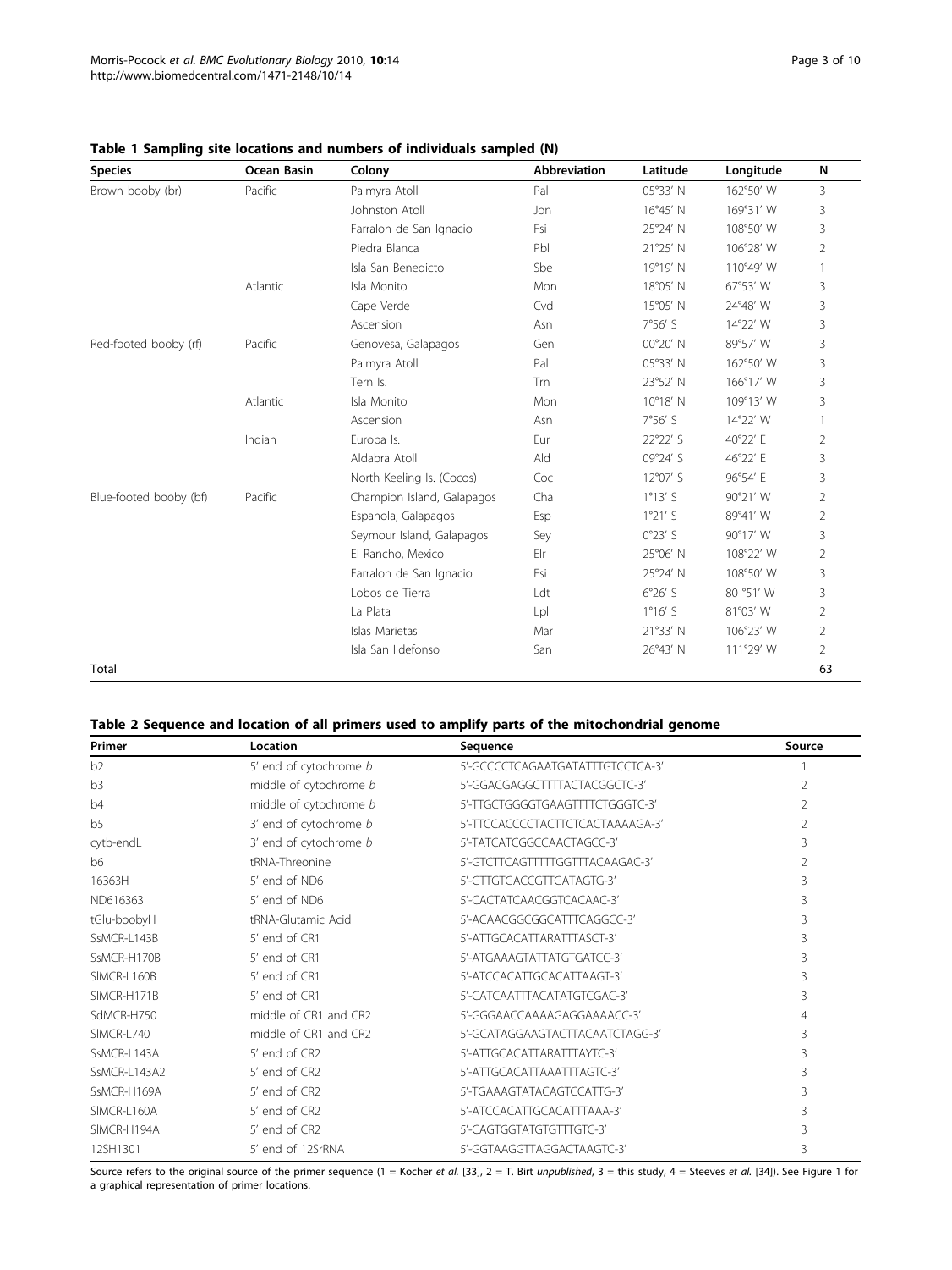**Table 1 Sampling site locations and numbers of individuals sampled (N)**

| Species | Ocean Basin | Colony | Abbreviation | Latitude | Longitude | N |
|---|---|---|---|---|---|---|
| Brown booby (br) | Pacific | Palmyra Atoll | Pal | 05°33′ N | 162°50′ W | 3 |
| | | Johnston Atoll | Jon | 16°45′ N | 169°31′ W | 3 |
| | | Farralon de San Ignacio | Fsi | 25°24′ N | 108°50′ W | 3 |
| | | Piedra Blanca | Pbl | 21°25′ N | 106°28′ W | 2 |
| | | Isla San Benedicto | Sbe | 19°19′ N | 110°49′ W | 1 |
| | Atlantic | Isla Monito | Mon | 18°05′ N | 67°53′ W | 3 |
| | | Cape Verde | Cvd | 15°05′ N | 24°48′ W | 3 |
| | | Ascension | Asn | 7°56′ S | 14°22′ W | 3 |
| Red-footed booby (rf) | Pacific | Genovesa, Galapagos | Gen | 00°20′ N | 89°57′ W | 3 |
| | | Palmyra Atoll | Pal | 05°33′ N | 162°50′ W | 3 |
| | | Tern Is. | Trn | 23°52′ N | 166°17′ W | 3 |
| | Atlantic | Isla Monito | Mon | 10°18′ N | 109°13′ W | 3 |
| | | Ascension | Asn | 7°56′ S | 14°22′ W | 1 |
| | Indian | Europa Is. | Eur | 22°22′ S | 40°22′ E | 2 |
| | | Aldabra Atoll | Ald | 09°24′ S | 46°22′ E | 3 |
| | | North Keeling Is. (Cocos) | Coc | 12°07′ S | 96°54′ E | 3 |
| Blue-footed booby (bf) | Pacific | Champion Island, Galapagos | Cha | 1°13′ S | 90°21′ W | 2 |
| | | Espanola, Galapagos | Esp | 1°21′ S | 89°41′ W | 2 |
| | | Seymour Island, Galapagos | Sey | 0°23′ S | 90°17′ W | 3 |
| | | El Rancho, Mexico | Elr | 25°06′ N | 108°22′ W | 2 |
| | | Farralon de San Ignacio | Fsi | 25°24′ N | 108°50′ W | 3 |
| | | Lobos de Tierra | Ldt | 6°26′ S | 80 °51′ W | 3 |
| | | La Plata | Lpl | 1°16′ S | 81°03′ W | 2 |
| | | Islas Marietas | Mar | 21°33′ N | 106°23′ W | 2 |
| | | Isla San Ildefonso | San | 26°43′ N | 111°29′ W | 2 |
| Total | | | | | | 63 |

**Table 2 Sequence and location of all primers used to amplify parts of the mitochondrial genome**

| Primer | Location | Sequence | Source |
|---|---|---|---|
| b2 | 5′ end of cytochrome *b* | 5′-GCCCCTCAGAATGATATTTGTCCTCA-3′ | 1 |
| b3 | middle of cytochrome *b* | 5′-GGACGAGGCTTTTACTACGGCTC-3′ | 2 |
| b4 | middle of cytochrome *b* | 5′-TTGCTGGGGTGAAGTTTTCTGGGTC-3′ | 2 |
| b5 | 3′ end of cytochrome *b* | 5′-TTCCACCCCTACTTCTCACTAAAAGA-3′ | 2 |
| cytb-endL | 3′ end of cytochrome *b* | 5′-TATCATCGGCCAACTAGCC-3′ | 3 |
| b6 | tRNA-Threonine | 5′-GTCTTCAGTTTTTGGTTTACAAGAC-3′ | 2 |
| 16363H | 5′ end of ND6 | 5′-GTTGTGACCGTTGATAGTG-3′ | 3 |
| ND616363 | 5′ end of ND6 | 5′-CACTATCAACGGTCACAAC-3′ | 3 |
| tGlu-boobyH | tRNA-Glutamic Acid | 5′-ACAACGGCGGCATTTCAGGCC-3′ | 3 |
| SsMCR-L143B | 5′ end of CR1 | 5′-ATTGCACATTARATTTASCT-3′ | 3 |
| SsMCR-H170B | 5′ end of CR1 | 5′-ATGAAAGTATTATGTGATCC-3′ | 3 |
| SlMCR-L160B | 5′ end of CR1 | 5′-ATCCACATTGCACATTAAGT-3′ | 3 |
| SlMCR-H171B | 5′ end of CR1 | 5′-CATCAATTTACATATGTCGAC-3′ | 3 |
| SdMCR-H750 | middle of CR1 and CR2 | 5′-GGGAACCAAAAGAGGAAAACC-3′ | 4 |
| SlMCR-L740 | middle of CR1 and CR2 | 5′-GCATAGGAAGTACTTACAATCTAGG-3′ | 3 |
| SsMCR-L143A | 5′ end of CR2 | 5′-ATTGCACATTARATTTAYTC-3′ | 3 |
| SsMCR-L143A2 | 5′ end of CR2 | 5′-ATTGCACATTAAATTTAGTC-3′ | 3 |
| SsMCR-H169A | 5′ end of CR2 | 5′-TGAAAGTATACAGTCCATTG-3′ | 3 |
| SlMCR-L160A | 5′ end of CR2 | 5′-ATCCACATTGCACATTTAAA-3′ | 3 |
| SlMCR-H194A | 5′ end of CR2 | 5′-CAGTGGTATGTGTTTGTC-3′ | 3 |
| 12SH1301 | 5′ end of 12SrRNA | 5′-GGTAAGGTTAGGACTAAGTC-3′ | 3 |

Source refers to the original source of the primer sequence (1 = Kocher *et al.* [33], 2 = T. Birt *unpublished*, 3 = this study, 4 = Steeves *et al.* [34]). See Figure 1 for a graphical representation of primer locations.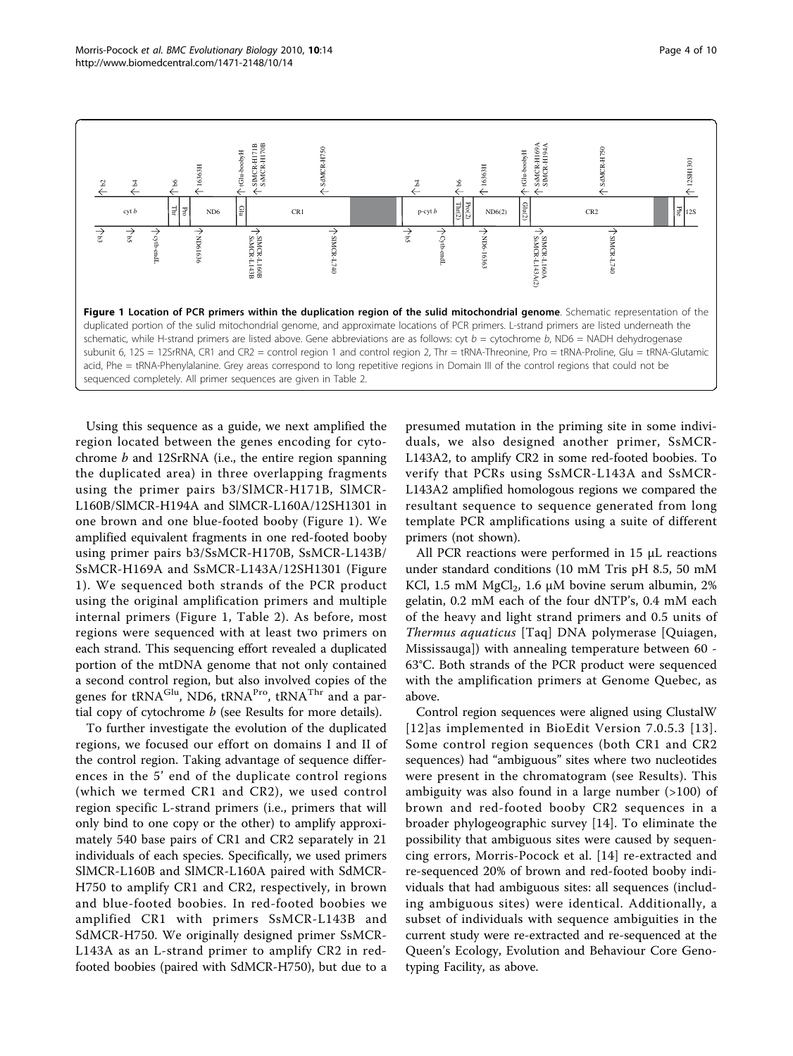**Figure 1 Location of PCR primers within the duplication region of the sulid mitochondrial genome**. Schematic representation of the duplicated portion of the sulid mitochondrial genome, and approximate locations of PCR primers. L-strand primers are listed underneath the schematic, while H-strand primers are listed above. Gene abbreviations are as follows: cyt *b* = cytochrome *b*, ND6 = NADH dehydrogenase subunit 6, 12S = 12SrRNA, CR1 and CR2 = control region 1 and control region 2, Thr = tRNA-Threonine, Pro = tRNA-Proline, Glu = tRNA-Glutamic acid, Phe = tRNA-Phenylalanine. Grey areas correspond to long repetitive regions in Domain III of the control regions that could not be sequenced completely. All primer sequences are given in Table 2.

Using this sequence as a guide, we next amplified the region located between the genes encoding for cytochrome *b* and 12SrRNA (i.e., the entire region spanning the duplicated area) in three overlapping fragments using the primer pairs b3/SlMCR-H171B, SlMCR-L160B/SlMCR-H194A and SlMCR-L160A/12SH1301 in one brown and one blue-footed booby (Figure 1). We amplified equivalent fragments in one red-footed booby using primer pairs b3/SsMCR-H170B, SsMCR-L143B/SsMCR-H169A and SsMCR-L143A/12SH1301 (Figure 1). We sequenced both strands of the PCR product using the original amplification primers and multiple internal primers (Figure 1, Table 2). As before, most regions were sequenced with at least two primers on each strand. This sequencing effort revealed a duplicated portion of the mtDNA genome that not only contained a second control region, but also involved copies of the genes for tRNA$^{Glu}$, ND6, tRNA$^{Pro}$, tRNA$^{Thr}$ and a partial copy of cytochrome *b* (see Results for more details).

To further investigate the evolution of the duplicated regions, we focused our effort on domains I and II of the control region. Taking advantage of sequence differences in the 5' end of the duplicate control regions (which we termed CR1 and CR2), we used control region specific L-strand primers (i.e., primers that will only bind to one copy or the other) to amplify approximately 540 base pairs of CR1 and CR2 separately in 21 individuals of each species. Specifically, we used primers SlMCR-L160B and SlMCR-L160A paired with SdMCR-H750 to amplify CR1 and CR2, respectively, in brown and blue-footed boobies. In red-footed boobies we amplified CR1 with primers SsMCR-L143B and SdMCR-H750. We originally designed primer SsMCR-L143A as an L-strand primer to amplify CR2 in red-footed boobies (paired with SdMCR-H750), but due to a presumed mutation in the priming site in some individuals, we also designed another primer, SsMCR-L143A2, to amplify CR2 in some red-footed boobies. To verify that PCRs using SsMCR-L143A and SsMCR-L143A2 amplified homologous regions we compared the resultant sequence to sequence generated from long template PCR amplifications using a suite of different primers (not shown).

All PCR reactions were performed in 15 μL reactions under standard conditions (10 mM Tris pH 8.5, 50 mM KCl, 1.5 mM $MgCl_2$, 1.6 μM bovine serum albumin, 2% gelatin, 0.2 mM each of the four dNTP's, 0.4 mM each of the heavy and light strand primers and 0.5 units of *Thermus aquaticus* [Taq] DNA polymerase [Quiagen, Mississauga]) with annealing temperature between 60 - 63°C. Both strands of the PCR product were sequenced with the amplification primers at Genome Quebec, as above.

Control region sequences were aligned using ClustalW [12]as implemented in BioEdit Version 7.0.5.3 [13]. Some control region sequences (both CR1 and CR2 sequences) had "ambiguous" sites where two nucleotides were present in the chromatogram (see Results). This ambiguity was also found in a large number (>100) of brown and red-footed booby CR2 sequences in a broader phylogeographic survey [14]. To eliminate the possibility that ambiguous sites were caused by sequencing errors, Morris-Pocock et al. [14] re-extracted and re-sequenced 20% of brown and red-footed booby individuals that had ambiguous sites: all sequences (including ambiguous sites) were identical. Additionally, a subset of individuals with sequence ambiguities in the current study were re-extracted and re-sequenced at the Queen's Ecology, Evolution and Behaviour Core Genotyping Facility, as above.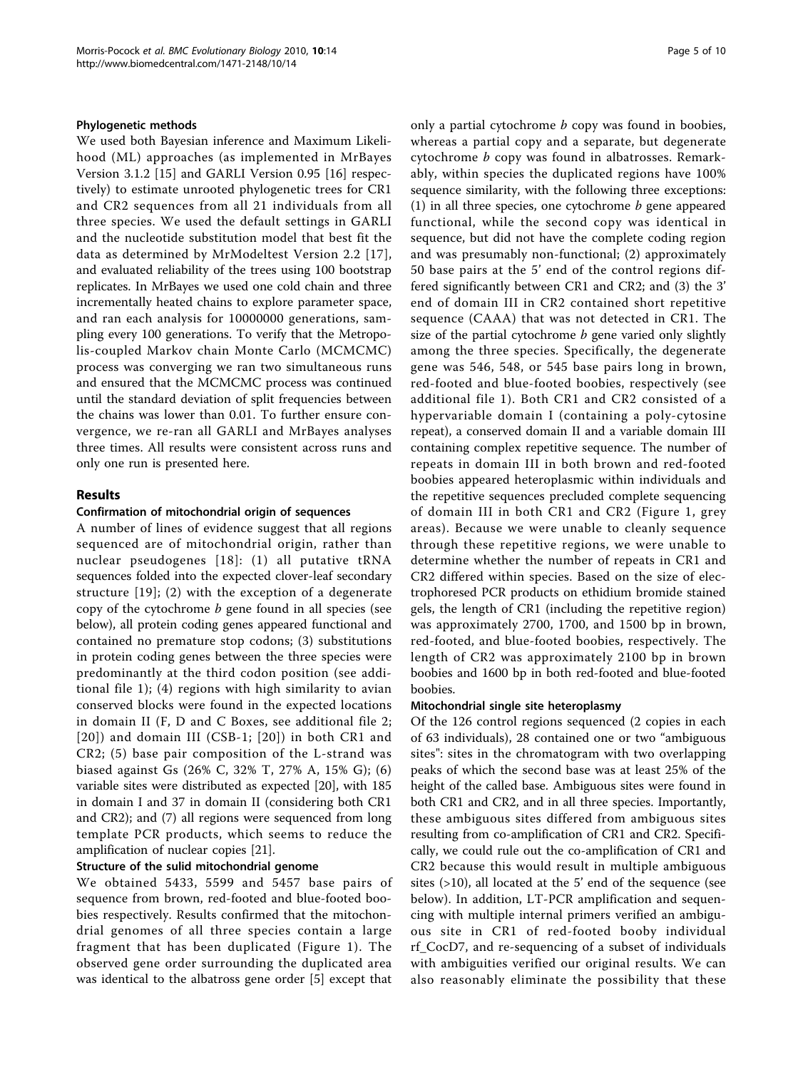#### Phylogenetic methods

We used both Bayesian inference and Maximum Likelihood (ML) approaches (as implemented in MrBayes Version 3.1.2 [15] and GARLI Version 0.95 [16] respectively) to estimate unrooted phylogenetic trees for CR1 and CR2 sequences from all 21 individuals from all three species. We used the default settings in GARLI and the nucleotide substitution model that best fit the data as determined by MrModeltest Version 2.2 [17], and evaluated reliability of the trees using 100 bootstrap replicates. In MrBayes we used one cold chain and three incrementally heated chains to explore parameter space, and ran each analysis for 10000000 generations, sampling every 100 generations. To verify that the Metropolis-coupled Markov chain Monte Carlo (MCMCMC) process was converging we ran two simultaneous runs and ensured that the MCMCMC process was continued until the standard deviation of split frequencies between the chains was lower than 0.01. To further ensure convergence, we re-ran all GARLI and MrBayes analyses three times. All results were consistent across runs and only one run is presented here.

## Results

#### Confirmation of mitochondrial origin of sequences

A number of lines of evidence suggest that all regions sequenced are of mitochondrial origin, rather than nuclear pseudogenes [18]: (1) all putative tRNA sequences folded into the expected clover-leaf secondary structure [19]; (2) with the exception of a degenerate copy of the cytochrome *b* gene found in all species (see below), all protein coding genes appeared functional and contained no premature stop codons; (3) substitutions in protein coding genes between the three species were predominantly at the third codon position (see additional file 1); (4) regions with high similarity to avian conserved blocks were found in the expected locations in domain II (F, D and C Boxes, see additional file 2; [20]) and domain III (CSB-1; [20]) in both CR1 and CR2; (5) base pair composition of the L-strand was biased against Gs (26% C, 32% T, 27% A, 15% G); (6) variable sites were distributed as expected [20], with 185 in domain I and 37 in domain II (considering both CR1 and CR2); and (7) all regions were sequenced from long template PCR products, which seems to reduce the amplification of nuclear copies [21].

#### Structure of the sulid mitochondrial genome

We obtained 5433, 5599 and 5457 base pairs of sequence from brown, red-footed and blue-footed boobies respectively. Results confirmed that the mitochondrial genomes of all three species contain a large fragment that has been duplicated (Figure 1). The observed gene order surrounding the duplicated area was identical to the albatross gene order [5] except that only a partial cytochrome *b* copy was found in boobies, whereas a partial copy and a separate, but degenerate cytochrome *b* copy was found in albatrosses. Remarkably, within species the duplicated regions have 100% sequence similarity, with the following three exceptions: (1) in all three species, one cytochrome *b* gene appeared functional, while the second copy was identical in sequence, but did not have the complete coding region and was presumably non-functional; (2) approximately 50 base pairs at the 5' end of the control regions differed significantly between CR1 and CR2; and (3) the 3' end of domain III in CR2 contained short repetitive sequence (CAAA) that was not detected in CR1. The size of the partial cytochrome *b* gene varied only slightly among the three species. Specifically, the degenerate gene was 546, 548, or 545 base pairs long in brown, red-footed and blue-footed boobies, respectively (see additional file 1). Both CR1 and CR2 consisted of a hypervariable domain I (containing a poly-cytosine repeat), a conserved domain II and a variable domain III containing complex repetitive sequence. The number of repeats in domain III in both brown and red-footed boobies appeared heteroplasmic within individuals and the repetitive sequences precluded complete sequencing of domain III in both CR1 and CR2 (Figure 1, grey areas). Because we were unable to cleanly sequence through these repetitive regions, we were unable to determine whether the number of repeats in CR1 and CR2 differed within species. Based on the size of electrophoresed PCR products on ethidium bromide stained gels, the length of CR1 (including the repetitive region) was approximately 2700, 1700, and 1500 bp in brown, red-footed, and blue-footed boobies, respectively. The length of CR2 was approximately 2100 bp in brown boobies and 1600 bp in both red-footed and blue-footed boobies.

#### Mitochondrial single site heteroplasmy

Of the 126 control regions sequenced (2 copies in each of 63 individuals), 28 contained one or two "ambiguous sites": sites in the chromatogram with two overlapping peaks of which the second base was at least 25% of the height of the called base. Ambiguous sites were found in both CR1 and CR2, and in all three species. Importantly, these ambiguous sites differed from ambiguous sites resulting from co-amplification of CR1 and CR2. Specifically, we could rule out the co-amplification of CR1 and CR2 because this would result in multiple ambiguous sites (>10), all located at the 5' end of the sequence (see below). In addition, LT-PCR amplification and sequencing with multiple internal primers verified an ambiguous site in CR1 of red-footed booby individual rf_CocD7, and re-sequencing of a subset of individuals with ambiguities verified our original results. We can also reasonably eliminate the possibility that these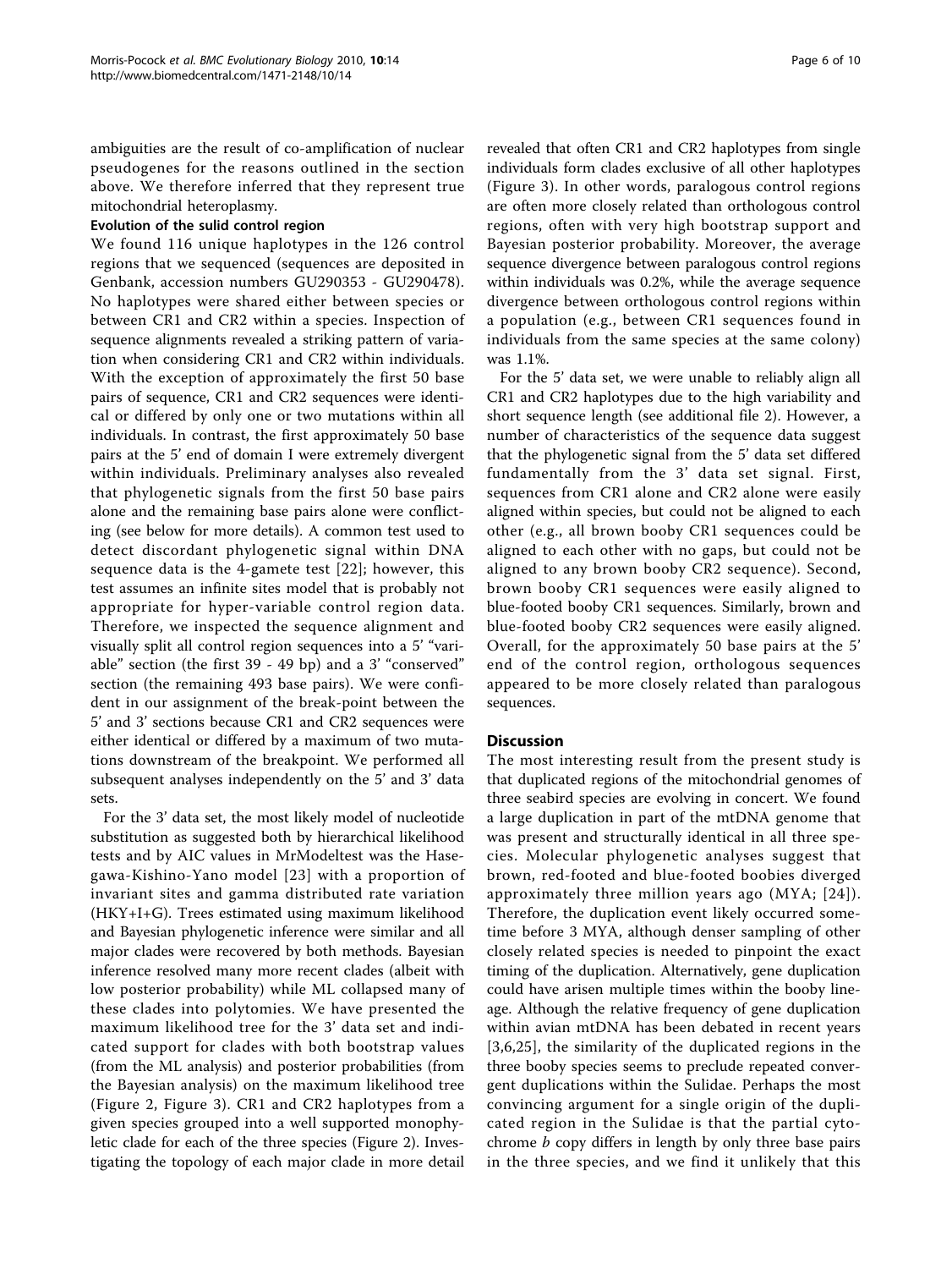ambiguities are the result of co-amplification of nuclear pseudogenes for the reasons outlined in the section above. We therefore inferred that they represent true mitochondrial heteroplasmy.

### Evolution of the sulid control region

We found 116 unique haplotypes in the 126 control regions that we sequenced (sequences are deposited in Genbank, accession numbers GU290353 - GU290478). No haplotypes were shared either between species or between CR1 and CR2 within a species. Inspection of sequence alignments revealed a striking pattern of variation when considering CR1 and CR2 within individuals. With the exception of approximately the first 50 base pairs of sequence, CR1 and CR2 sequences were identical or differed by only one or two mutations within all individuals. In contrast, the first approximately 50 base pairs at the 5' end of domain I were extremely divergent within individuals. Preliminary analyses also revealed that phylogenetic signals from the first 50 base pairs alone and the remaining base pairs alone were conflicting (see below for more details). A common test used to detect discordant phylogenetic signal within DNA sequence data is the 4-gamete test [22]; however, this test assumes an infinite sites model that is probably not appropriate for hyper-variable control region data. Therefore, we inspected the sequence alignment and visually split all control region sequences into a 5' "variable" section (the first 39 - 49 bp) and a 3' "conserved" section (the remaining 493 base pairs). We were confident in our assignment of the break-point between the 5' and 3' sections because CR1 and CR2 sequences were either identical or differed by a maximum of two mutations downstream of the breakpoint. We performed all subsequent analyses independently on the 5' and 3' data sets.

For the 3' data set, the most likely model of nucleotide substitution as suggested both by hierarchical likelihood tests and by AIC values in MrModeltest was the Hasegawa-Kishino-Yano model [23] with a proportion of invariant sites and gamma distributed rate variation (HKY+I+G). Trees estimated using maximum likelihood and Bayesian phylogenetic inference were similar and all major clades were recovered by both methods. Bayesian inference resolved many more recent clades (albeit with low posterior probability) while ML collapsed many of these clades into polytomies. We have presented the maximum likelihood tree for the 3' data set and indicated support for clades with both bootstrap values (from the ML analysis) and posterior probabilities (from the Bayesian analysis) on the maximum likelihood tree (Figure 2, Figure 3). CR1 and CR2 haplotypes from a given species grouped into a well supported monophyletic clade for each of the three species (Figure 2). Investigating the topology of each major clade in more detail revealed that often CR1 and CR2 haplotypes from single individuals form clades exclusive of all other haplotypes (Figure 3). In other words, paralogous control regions are often more closely related than orthologous control regions, often with very high bootstrap support and Bayesian posterior probability. Moreover, the average sequence divergence between paralogous control regions within individuals was 0.2%, while the average sequence divergence between orthologous control regions within a population (e.g., between CR1 sequences found in individuals from the same species at the same colony) was 1.1%.

For the 5' data set, we were unable to reliably align all CR1 and CR2 haplotypes due to the high variability and short sequence length (see additional file 2). However, a number of characteristics of the sequence data suggest that the phylogenetic signal from the 5' data set differed fundamentally from the 3' data set signal. First, sequences from CR1 alone and CR2 alone were easily aligned within species, but could not be aligned to each other (e.g., all brown booby CR1 sequences could be aligned to each other with no gaps, but could not be aligned to any brown booby CR2 sequence). Second, brown booby CR1 sequences were easily aligned to blue-footed booby CR1 sequences. Similarly, brown and blue-footed booby CR2 sequences were easily aligned. Overall, for the approximately 50 base pairs at the 5' end of the control region, orthologous sequences appeared to be more closely related than paralogous sequences.

## Discussion

The most interesting result from the present study is that duplicated regions of the mitochondrial genomes of three seabird species are evolving in concert. We found a large duplication in part of the mtDNA genome that was present and structurally identical in all three species. Molecular phylogenetic analyses suggest that brown, red-footed and blue-footed boobies diverged approximately three million years ago (MYA; [24]). Therefore, the duplication event likely occurred sometime before 3 MYA, although denser sampling of other closely related species is needed to pinpoint the exact timing of the duplication. Alternatively, gene duplication could have arisen multiple times within the booby lineage. Although the relative frequency of gene duplication within avian mtDNA has been debated in recent years [3,6,25], the similarity of the duplicated regions in the three booby species seems to preclude repeated convergent duplications within the Sulidae. Perhaps the most convincing argument for a single origin of the duplicated region in the Sulidae is that the partial cytochrome *b* copy differs in length by only three base pairs in the three species, and we find it unlikely that this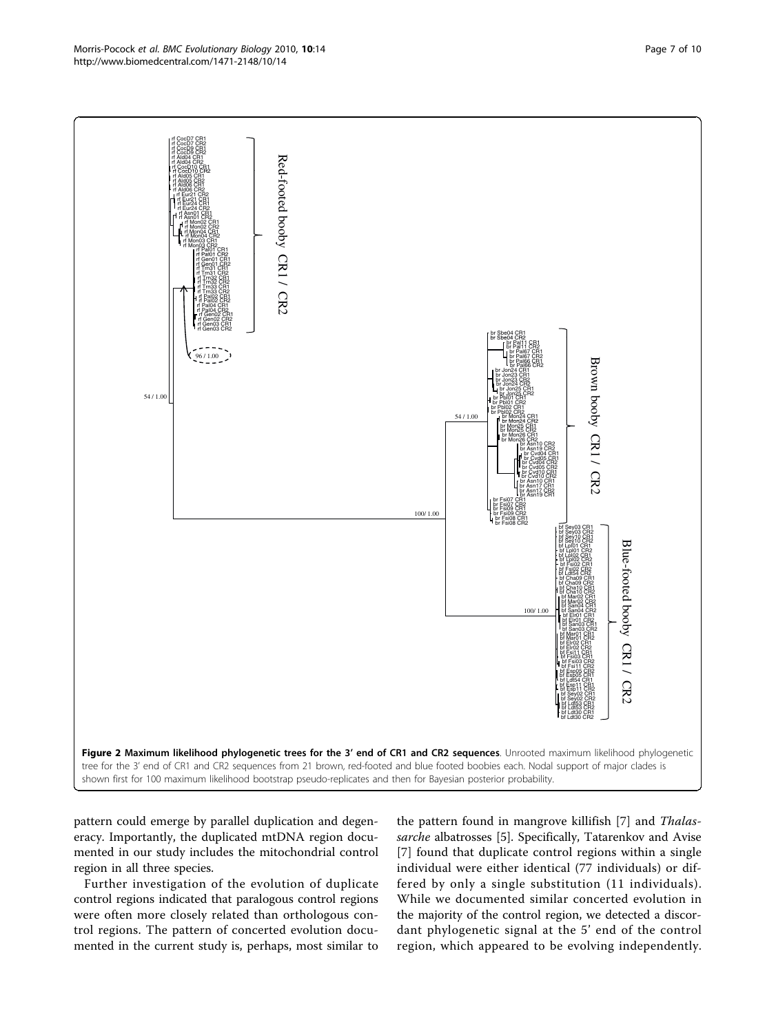**Figure 2 Maximum likelihood phylogenetic trees for the 3' end of CR1 and CR2 sequences**. Unrooted maximum likelihood phylogenetic tree for the 3' end of CR1 and CR2 sequences from 21 brown, red-footed and blue footed boobies each. Nodal support of major clades is shown first for 100 maximum likelihood bootstrap pseudo-replicates and then for Bayesian posterior probability.

pattern could emerge by parallel duplication and degeneracy. Importantly, the duplicated mtDNA region documented in our study includes the mitochondrial control region in all three species.

Further investigation of the evolution of duplicate control regions indicated that paralogous control regions were often more closely related than orthologous control regions. The pattern of concerted evolution documented in the current study is, perhaps, most similar to the pattern found in mangrove killifish [7] and *Thalassarche* albatrosses [5]. Specifically, Tatarenkov and Avise [7] found that duplicate control regions within a single individual were either identical (77 individuals) or differed by only a single substitution (11 individuals). While we documented similar concerted evolution in the majority of the control region, we detected a discordant phylogenetic signal at the 5' end of the control region, which appeared to be evolving independently.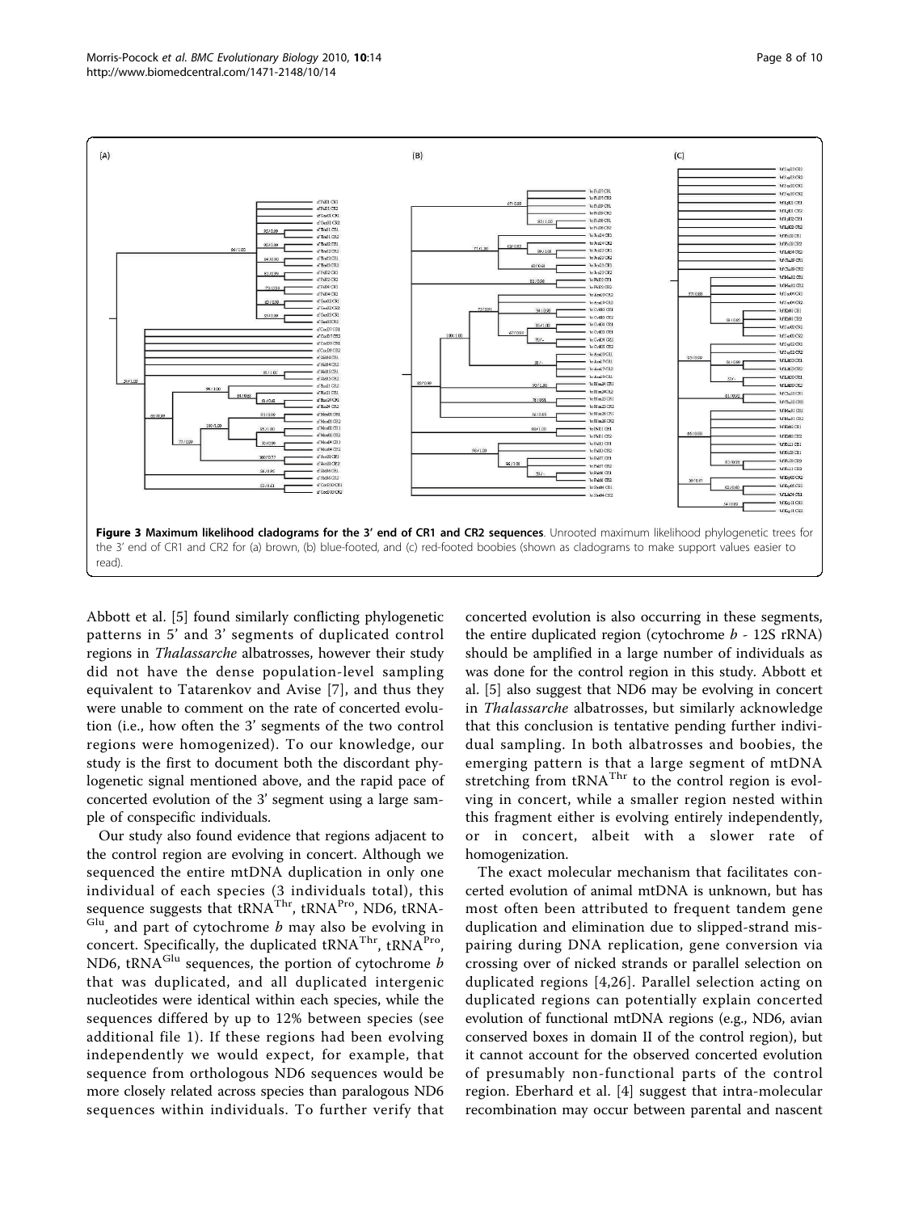**Figure 3 Maximum likelihood cladograms for the 3' end of CR1 and CR2 sequences**. Unrooted maximum likelihood phylogenetic trees for the 3' end of CR1 and CR2 for (a) brown, (b) blue-footed, and (c) red-footed boobies (shown as cladograms to make support values easier to read).

Abbott et al. [5] found similarly conflicting phylogenetic patterns in 5' and 3' segments of duplicated control regions in *Thalassarche* albatrosses, however their study did not have the dense population-level sampling equivalent to Tatarenkov and Avise [7], and thus they were unable to comment on the rate of concerted evolution (i.e., how often the 3' segments of the two control regions were homogenized). To our knowledge, our study is the first to document both the discordant phylogenetic signal mentioned above, and the rapid pace of concerted evolution of the 3' segment using a large sample of conspecific individuals.

Our study also found evidence that regions adjacent to the control region are evolving in concert. Although we sequenced the entire mtDNA duplication in only one individual of each species (3 individuals total), this sequence suggests that tRNA$^{Thr}$, tRNA$^{Pro}$, ND6, tRNA-$^{Glu}$, and part of cytochrome *b* may also be evolving in concert. Specifically, the duplicated tRNA$^{Thr}$, tRNA$^{Pro}$, ND6, tRNA$^{Glu}$ sequences, the portion of cytochrome *b* that was duplicated, and all duplicated intergenic nucleotides were identical within each species, while the sequences differed by up to 12% between species (see additional file 1). If these regions had been evolving independently we would expect, for example, that sequence from orthologous ND6 sequences would be more closely related across species than paralogous ND6 sequences within individuals. To further verify that concerted evolution is also occurring in these segments, the entire duplicated region (cytochrome *b* - 12S rRNA) should be amplified in a large number of individuals as was done for the control region in this study. Abbott et al. [5] also suggest that ND6 may be evolving in concert in *Thalassarche* albatrosses, but similarly acknowledge that this conclusion is tentative pending further individual sampling. In both albatrosses and boobies, the emerging pattern is that a large segment of mtDNA stretching from tRNA$^{Thr}$ to the control region is evolving in concert, while a smaller region nested within this fragment either is evolving entirely independently, or in concert, albeit with a slower rate of homogenization.

The exact molecular mechanism that facilitates concerted evolution of animal mtDNA is unknown, but has most often been attributed to frequent tandem gene duplication and elimination due to slipped-strand mispairing during DNA replication, gene conversion via crossing over of nicked strands or parallel selection on duplicated regions [4,26]. Parallel selection acting on duplicated regions can potentially explain concerted evolution of functional mtDNA regions (e.g., ND6, avian conserved boxes in domain II of the control region), but it cannot account for the observed concerted evolution of presumably non-functional parts of the control region. Eberhard et al. [4] suggest that intra-molecular recombination may occur between parental and nascent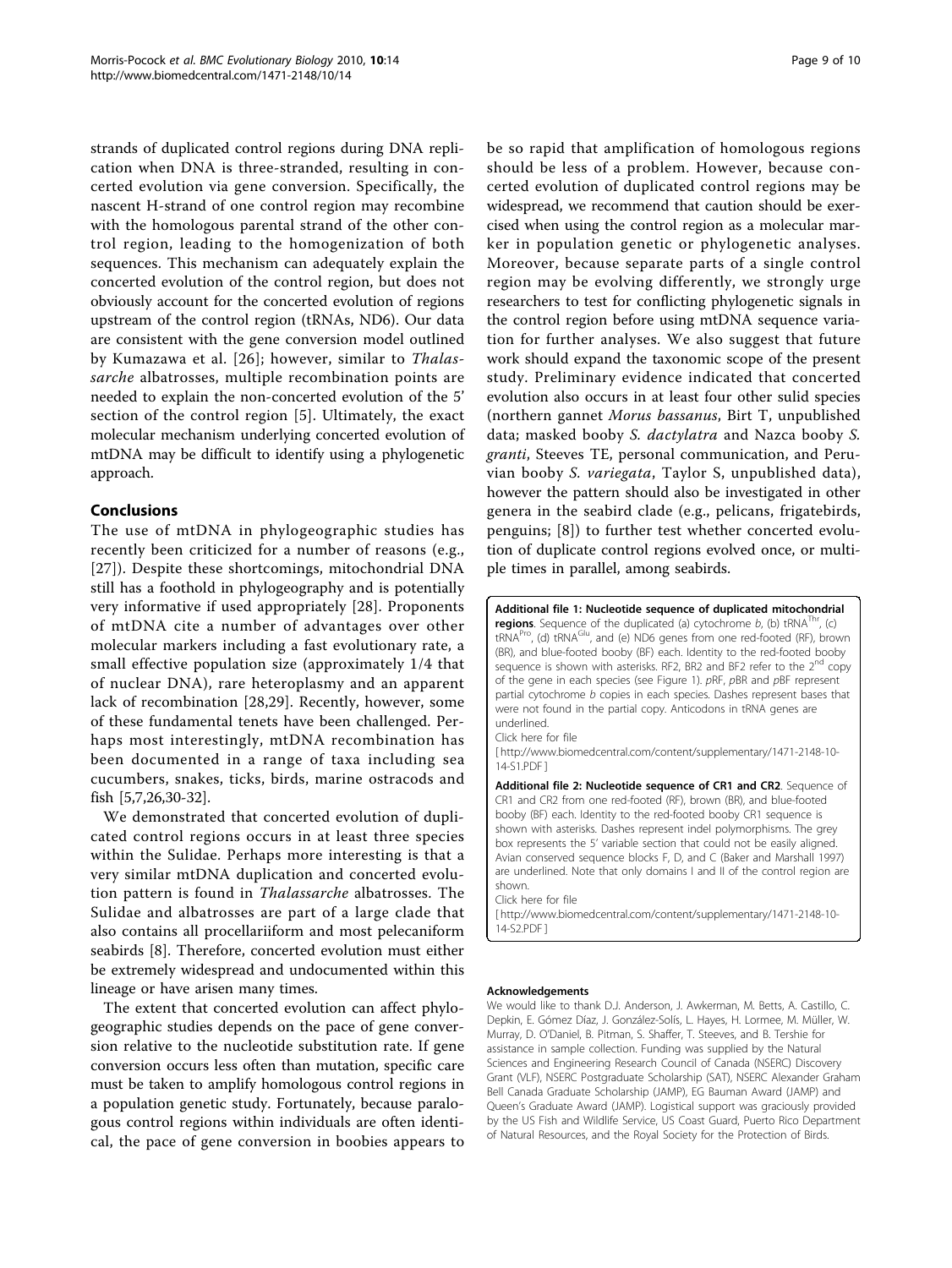strands of duplicated control regions during DNA replication when DNA is three-stranded, resulting in concerted evolution via gene conversion. Specifically, the nascent H-strand of one control region may recombine with the homologous parental strand of the other control region, leading to the homogenization of both sequences. This mechanism can adequately explain the concerted evolution of the control region, but does not obviously account for the concerted evolution of regions upstream of the control region (tRNAs, ND6). Our data are consistent with the gene conversion model outlined by Kumazawa et al. [26]; however, similar to *Thalassarche* albatrosses, multiple recombination points are needed to explain the non-concerted evolution of the 5' section of the control region [5]. Ultimately, the exact molecular mechanism underlying concerted evolution of mtDNA may be difficult to identify using a phylogenetic approach.

## Conclusions

The use of mtDNA in phylogeographic studies has recently been criticized for a number of reasons (e.g., [27]). Despite these shortcomings, mitochondrial DNA still has a foothold in phylogeography and is potentially very informative if used appropriately [28]. Proponents of mtDNA cite a number of advantages over other molecular markers including a fast evolutionary rate, a small effective population size (approximately 1/4 that of nuclear DNA), rare heteroplasmy and an apparent lack of recombination [28,29]. Recently, however, some of these fundamental tenets have been challenged. Perhaps most interestingly, mtDNA recombination has been documented in a range of taxa including sea cucumbers, snakes, ticks, birds, marine ostracods and fish [5,7,26,30-32].

We demonstrated that concerted evolution of duplicated control regions occurs in at least three species within the Sulidae. Perhaps more interesting is that a very similar mtDNA duplication and concerted evolution pattern is found in *Thalassarche* albatrosses. The Sulidae and albatrosses are part of a large clade that also contains all procellariiform and most pelecaniform seabirds [8]. Therefore, concerted evolution must either be extremely widespread and undocumented within this lineage or have arisen many times.

The extent that concerted evolution can affect phylogeographic studies depends on the pace of gene conversion relative to the nucleotide substitution rate. If gene conversion occurs less often than mutation, specific care must be taken to amplify homologous control regions in a population genetic study. Fortunately, because paralogous control regions within individuals are often identical, the pace of gene conversion in boobies appears to be so rapid that amplification of homologous regions should be less of a problem. However, because concerted evolution of duplicated control regions may be widespread, we recommend that caution should be exercised when using the control region as a molecular marker in population genetic or phylogenetic analyses. Moreover, because separate parts of a single control region may be evolving differently, we strongly urge researchers to test for conflicting phylogenetic signals in the control region before using mtDNA sequence variation for further analyses. We also suggest that future work should expand the taxonomic scope of the present study. Preliminary evidence indicated that concerted evolution also occurs in at least four other sulid species (northern gannet *Morus bassanus*, Birt T, unpublished data; masked booby *S. dactylatra* and Nazca booby *S. granti*, Steeves TE, personal communication, and Peruvian booby *S. variegata*, Taylor S, unpublished data), however the pattern should also be investigated in other genera in the seabird clade (e.g., pelicans, frigatebirds, penguins; [8]) to further test whether concerted evolution of duplicate control regions evolved once, or multiple times in parallel, among seabirds.

**Additional file 1: Nucleotide sequence of duplicated mitochondrial regions**. Sequence of the duplicated (a) cytochrome *b*, (b) tRNA$^{Thr}$, (c) tRNA$^{Pro}$, (d) tRNA$^{Glu}$, and (e) ND6 genes from one red-footed (RF), brown (BR), and blue-footed booby (BF) each. Identity to the red-footed booby sequence is shown with asterisks. RF2, BR2 and BF2 refer to the 2$^{nd}$ copy of the gene in each species (see Figure 1). *p*RF, *p*BR and *p*BF represent partial cytochrome *b* copies in each species. Dashes represent bases that were not found in the partial copy. Anticodons in tRNA genes are underlined.
Click here for file
[ http://www.biomedcentral.com/content/supplementary/1471-2148-10-14-S1.PDF ]

**Additional file 2: Nucleotide sequence of CR1 and CR2**. Sequence of CR1 and CR2 from one red-footed (RF), brown (BR), and blue-footed booby (BF) each. Identity to the red-footed booby CR1 sequence is shown with asterisks. Dashes represent indel polymorphisms. The grey box represents the 5' variable section that could not be easily aligned. Avian conserved sequence blocks F, D, and C (Baker and Marshall 1997) are underlined. Note that only domains I and II of the control region are shown.
Click here for file
[ http://www.biomedcentral.com/content/supplementary/1471-2148-10-14-S2.PDF ]

#### Acknowledgements

We would like to thank D.J. Anderson, J. Awkerman, M. Betts, A. Castillo, C. Depkin, E. Gómez Díaz, J. González-Solís, L. Hayes, H. Lormee, M. Müller, W. Murray, D. O'Daniel, B. Pitman, S. Shaffer, T. Steeves, and B. Tershie for assistance in sample collection. Funding was supplied by the Natural Sciences and Engineering Research Council of Canada (NSERC) Discovery Grant (VLF), NSERC Postgraduate Scholarship (SAT), NSERC Alexander Graham Bell Canada Graduate Scholarship (JAMP), EG Bauman Award (JAMP) and Queen's Graduate Award (JAMP). Logistical support was graciously provided by the US Fish and Wildlife Service, US Coast Guard, Puerto Rico Department of Natural Resources, and the Royal Society for the Protection of Birds.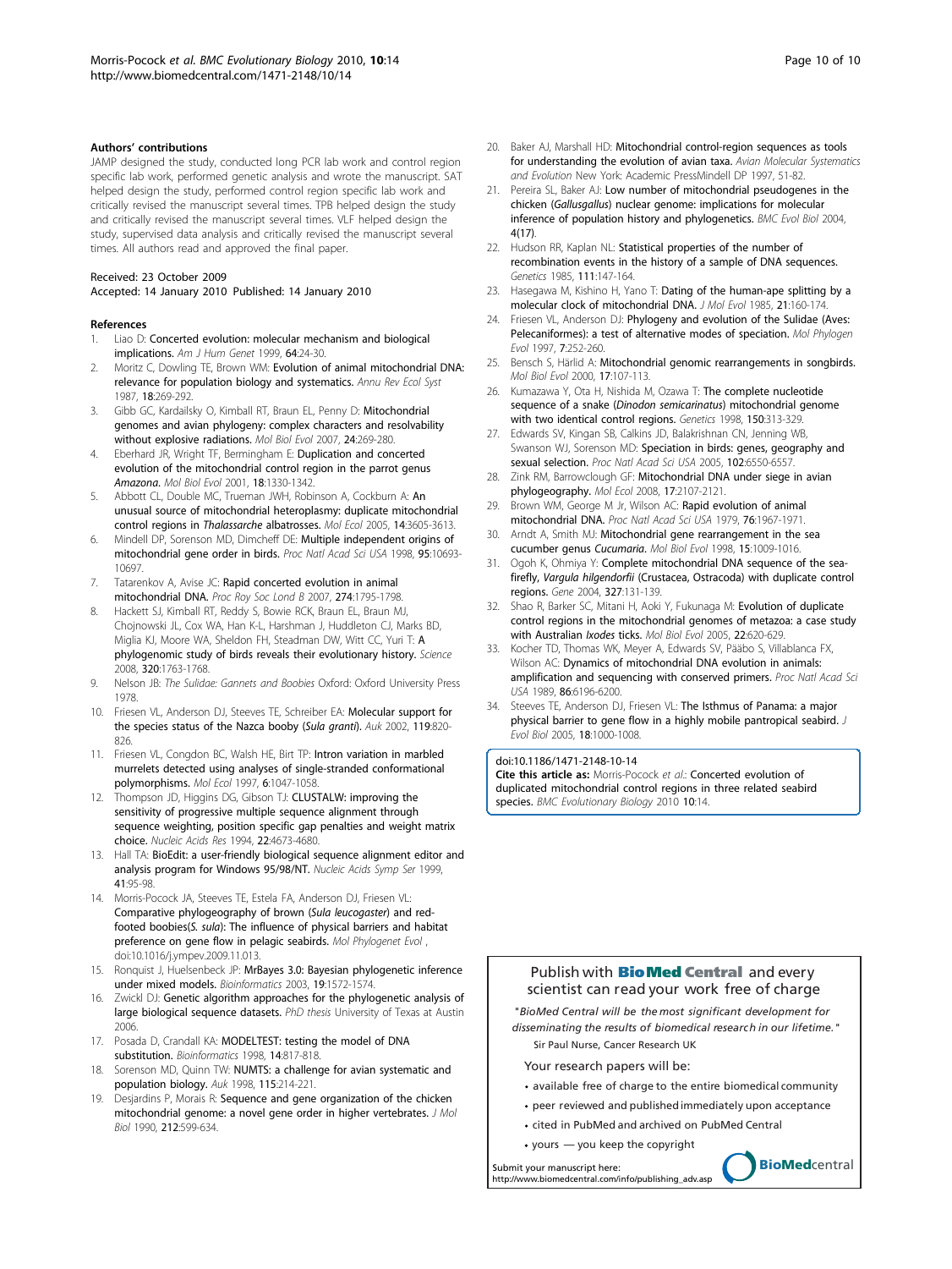### Authors' contributions

JAMP designed the study, conducted long PCR lab work and control region specific lab work, performed genetic analysis and wrote the manuscript. SAT helped design the study, performed control region specific lab work and critically revised the manuscript several times. TPB helped design the study and critically revised the manuscript several times. VLF helped design the study, supervised data analysis and critically revised the manuscript several times. All authors read and approved the final paper.

Received: 23 October 2009
Accepted: 14 January 2010 Published: 14 January 2010

### References

1. Liao D: **Concerted evolution: molecular mechanism and biological implications.** *Am J Hum Genet* 1999, **64**:24-30.
2. Moritz C, Dowling TE, Brown WM: **Evolution of animal mitochondrial DNA: relevance for population biology and systematics.** *Annu Rev Ecol Syst* 1987, **18**:269-292.
3. Gibb GC, Kardailsky O, Kimball RT, Braun EL, Penny D: **Mitochondrial genomes and avian phylogeny: complex characters and resolvability without explosive radiations.** *Mol Biol Evol* 2007, **24**:269-280.
4. Eberhard JR, Wright TF, Bermingham E: **Duplication and concerted evolution of the mitochondrial control region in the parrot genus** ***Amazona***. *Mol Biol Evol* 2001, **18**:1330-1342.
5. Abbott CL, Double MC, Trueman JWH, Robinson A, Cockburn A: **An unusual source of mitochondrial heteroplasmy: duplicate mitochondrial control regions in** ***Thalassarche*** **albatrosses.** *Mol Ecol* 2005, **14**:3605-3613.
6. Mindell DP, Sorenson MD, Dimcheff DE: **Multiple independent origins of mitochondrial gene order in birds.** *Proc Natl Acad Sci USA* 1998, **95**:10693-10697.
7. Tatarenkov A, Avise JC: **Rapid concerted evolution in animal mitochondrial DNA.** *Proc Roy Soc Lond B* 2007, **274**:1795-1798.
8. Hackett SJ, Kimball RT, Reddy S, Bowie RCK, Braun EL, Braun MJ, Chojnowski JL, Cox WA, Han K-L, Harshman J, Huddleton CJ, Marks BD, Miglia KJ, Moore WA, Sheldon FH, Steadman DW, Witt CC, Yuri T: **A phylogenomic study of birds reveals their evolutionary history.** *Science* 2008, **320**:1763-1768.
9. Nelson JB: *The Sulidae: Gannets and Boobies* Oxford: Oxford University Press 1978.
10. Friesen VL, Anderson DJ, Steeves TE, Schreiber EA: **Molecular support for the species status of the Nazca booby (*Sula granti*).** *Auk* 2002, **119**:820-826.
11. Friesen VL, Congdon BC, Walsh HE, Birt TP: **Intron variation in marbled murrelets detected using analyses of single-stranded conformational polymorphisms.** *Mol Ecol* 1997, **6**:1047-1058.
12. Thompson JD, Higgins DG, Gibson TJ: **CLUSTALW: improving the sensitivity of progressive multiple sequence alignment through sequence weighting, position specific gap penalties and weight matrix choice.** *Nucleic Acids Res* 1994, **22**:4673-4680.
13. Hall TA: **BioEdit: a user-friendly biological sequence alignment editor and analysis program for Windows 95/98/NT.** *Nucleic Acids Symp Ser* 1999, **41**:95-98.
14. Morris-Pocock JA, Steeves TE, Estela FA, Anderson DJ, Friesen VL: **Comparative phylogeography of brown (*Sula leucogaster*) and red-footed boobies(*S. sula*): The influence of physical barriers and habitat preference on gene flow in pelagic seabirds.** *Mol Phylogenet Evol* , doi:10.1016/j.ympev.2009.11.013.
15. Ronquist J, Huelsenbeck JP: **MrBayes 3.0: Bayesian phylogenetic inference under mixed models.** *Bioinformatics* 2003, **19**:1572-1574.
16. Zwickl DJ: **Genetic algorithm approaches for the phylogenetic analysis of large biological sequence datasets.** *PhD thesis* University of Texas at Austin 2006.
17. Posada D, Crandall KA: **MODELTEST: testing the model of DNA substitution.** *Bioinformatics* 1998, **14**:817-818.
18. Sorenson MD, Quinn TW: **NUMTS: a challenge for avian systematic and population biology.** *Auk* 1998, **115**:214-221.
19. Desjardins P, Morais R: **Sequence and gene organization of the chicken mitochondrial genome: a novel gene order in higher vertebrates.** *J Mol Biol* 1990, **212**:599-634.
20. Baker AJ, Marshall HD: **Mitochondrial control-region sequences as tools for understanding the evolution of avian taxa.** *Avian Molecular Systematics and Evolution* New York: Academic PressMindell DP 1997, 51-82.
21. Pereira SL, Baker AJ: **Low number of mitochondrial pseudogenes in the chicken (*Gallusgallus*) nuclear genome: implications for molecular inference of population history and phylogenetics.** *BMC Evol Biol* 2004, **4**(17).
22. Hudson RR, Kaplan NL: **Statistical properties of the number of recombination events in the history of a sample of DNA sequences.** *Genetics* 1985, **111**:147-164.
23. Hasegawa M, Kishino H, Yano T: **Dating of the human-ape splitting by a molecular clock of mitochondrial DNA.** *J Mol Evol* 1985, **21**:160-174.
24. Friesen VL, Anderson DJ: **Phylogeny and evolution of the Sulidae (Aves: Pelecaniformes): a test of alternative modes of speciation.** *Mol Phylogen Evol* 1997, **7**:252-260.
25. Bensch S, Härlid A: **Mitochondrial genomic rearrangements in songbirds.** *Mol Biol Evol* 2000, **17**:107-113.
26. Kumazawa Y, Ota H, Nishida M, Ozawa T: **The complete nucleotide sequence of a snake (*Dinodon semicarinatus*) mitochondrial genome with two identical control regions.** *Genetics* 1998, **150**:313-329.
27. Edwards SV, Kingan SB, Calkins JD, Balakrishnan CN, Jenning WB, Swanson WJ, Sorenson MD: **Speciation in birds: genes, geography and sexual selection.** *Proc Natl Acad Sci USA* 2005, **102**:6550-6557.
28. Zink RM, Barrowclough GF: **Mitochondrial DNA under siege in avian phylogeography.** *Mol Ecol* 2008, **17**:2107-2121.
29. Brown WM, George M Jr, Wilson AC: **Rapid evolution of animal mitochondrial DNA.** *Proc Natl Acad Sci USA* 1979, **76**:1967-1971.
30. Arndt A, Smith MJ: **Mitochondrial gene rearrangement in the sea cucumber genus *Cucumaria*.** *Mol Biol Evol* 1998, **15**:1009-1016.
31. Ogoh K, Ohmiya Y: **Complete mitochondrial DNA sequence of the sea-firefly, *Vargula hilgendorfii* (Crustacea, Ostracoda) with duplicate control regions.** *Gene* 2004, **327**:131-139.
32. Shao R, Barker SC, Mitani H, Aoki Y, Fukunaga M: **Evolution of duplicate control regions in the mitochondrial genomes of metazoa: a case study with Australian *Ixodes* ticks.** *Mol Biol Evol* 2005, **22**:620-629.
33. Kocher TD, Thomas WK, Meyer A, Edwards SV, Pääbo S, Villablanca FX, Wilson AC: **Dynamics of mitochondrial DNA evolution in animals: amplification and sequencing with conserved primers.** *Proc Natl Acad Sci USA* 1989, **86**:6196-6200.
34. Steeves TE, Anderson DJ, Friesen VL: **The Isthmus of Panama: a major physical barrier to gene flow in a highly mobile pantropical seabird.** *J Evol Biol* 2005, **18**:1000-1008.

doi:10.1186/1471-2148-10-14
**Cite this article as:** Morris-Pocock *et al.*: Concerted evolution of duplicated mitochondrial control regions in three related seabird species. *BMC Evolutionary Biology* 2010 **10**:14.